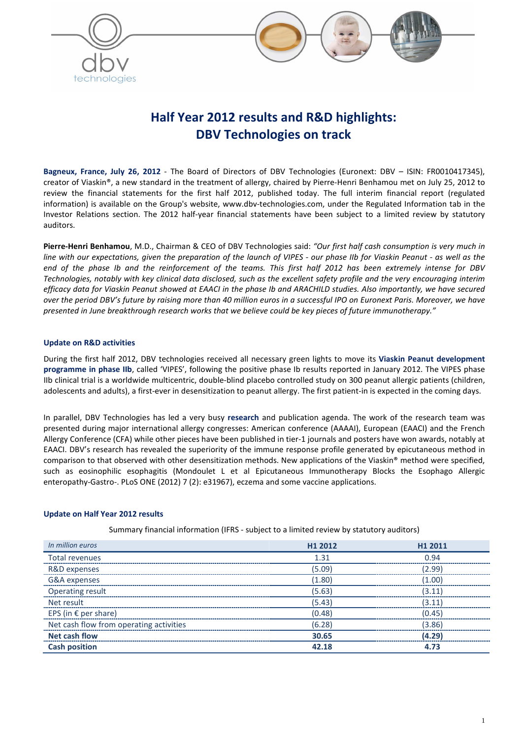# Half Year 2012 results and R&D highlights: DBV Technologies on track

**Bagneux, France, July 26, 2012** - The Board of Directors of DBV Technologies (Euronext: DBV – ISIN: FR0010417345), creator of Viaskin®, a new standard in the treatment of allergy, chaired by Pierre-Henri Benhamou met on July 25, 2012 to review the financial statements for the first half 2012, published today. The full interim financial report (regulated information) is available on the Group's website, www.dbv-technologies.com, under the Regulated Information tab in the Investor Relations section. The 2012 half-year financial statements have been subject to a limited review by statutory auditors.

**Pierre-Henri Benhamou**, M.D., Chairman & CEO of DBV Technologies said: *"Our first half cash consumption is very much in line with our expectations, given the preparation of the launch of VIPES - our phase IIb for Viaskin Peanut - as well as the end of the phase Ib and the reinforcement of the teams. This first half 2012 has been extremely intense for DBV Technologies, notably with key clinical data disclosed, such as the excellent safety profile and the very encouraging interim efficacy data for Viaskin Peanut showed at EAACI in the phase Ib and ARACHILD studies. Also importantly, we have secured over the period DBV's future by raising more than 40 million euros in a successful IPO on Euronext Paris. Moreover, we have presented in June breakthrough research works that we believe could be key pieces of future immunotherapy."*

### Update on R&D activities

During the first half 2012, DBV technologies received all necessary green lights to move its **Viaskin Peanut development programme in phase IIb**, called 'VIPES', following the positive phase Ib results reported in January 2012. The VIPES phase IIb clinical trial is a worldwide multicentric, double-blind placebo controlled study on 300 peanut allergic patients (children, adolescents and adults), a first-ever in desensitization to peanut allergy. The first patient-in is expected in the coming days.

In parallel, DBV Technologies has led a very busy **research** and publication agenda. The work of the research team was presented during major international allergy congresses: American conference (AAAAI), European (EAACI) and the French Allergy Conference (CFA) while other pieces have been published in tier-1 journals and posters have won awards, notably at EAACI. DBV's research has revealed the superiority of the immune response profile generated by epicutaneous method in comparison to that observed with other desensitization methods. New applications of the Viaskin® method were specified, such as eosinophilic esophagitis (Mondoulet L et al Epicutaneous Immunotherapy Blocks the Esophago Allergic enteropathy-Gastro-. PLoS ONE (2012) 7 (2): e31967), eczema and some vaccine applications.

### Update on Half Year 2012 results

Summary financial information (IFRS - subject to a limited review by statutory auditors)

| *In million euros* | H1 2012 | H1 2011 |
|---|---|---|
| Total revenues | 1.31 | 0.94 |
| R&D expenses | (5.09) | (2.99) |
| G&A expenses | (1.80) | (1.00) |
| Operating result | (5.63) | (3.11) |
| Net result | (5.43) | (3.11) |
| EPS (in € per share) | (0.48) | (0.45) |
| Net cash flow from operating activities | (6.28) | (3.86) |
| **Net cash flow** | **30.65** | **(4.29)** |
| **Cash position** | **42.18** | **4.73** |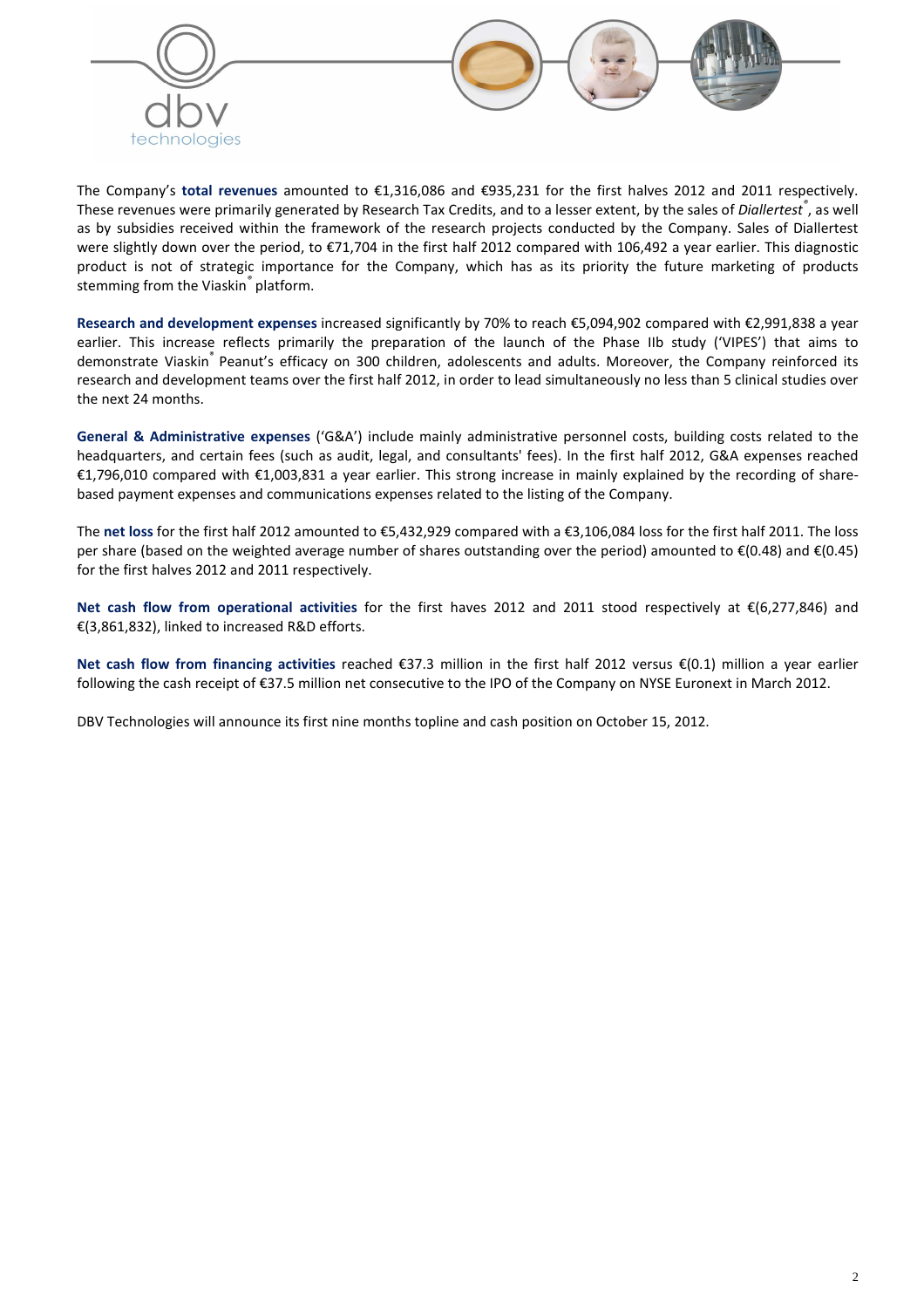The Company's **total revenues** amounted to €1,316,086 and €935,231 for the first halves 2012 and 2011 respectively. These revenues were primarily generated by Research Tax Credits, and to a lesser extent, by the sales of *Diallertest*®, as well as by subsidies received within the framework of the research projects conducted by the Company. Sales of Diallertest were slightly down over the period, to €71,704 in the first half 2012 compared with 106,492 a year earlier. This diagnostic product is not of strategic importance for the Company, which has as its priority the future marketing of products stemming from the Viaskin® platform.

**Research and development expenses** increased significantly by 70% to reach €5,094,902 compared with €2,991,838 a year earlier. This increase reflects primarily the preparation of the launch of the Phase IIb study ('VIPES') that aims to demonstrate Viaskin® Peanut's efficacy on 300 children, adolescents and adults. Moreover, the Company reinforced its research and development teams over the first half 2012, in order to lead simultaneously no less than 5 clinical studies over the next 24 months.

**General & Administrative expenses** ('G&A') include mainly administrative personnel costs, building costs related to the headquarters, and certain fees (such as audit, legal, and consultants' fees). In the first half 2012, G&A expenses reached €1,796,010 compared with €1,003,831 a year earlier. This strong increase in mainly explained by the recording of share-based payment expenses and communications expenses related to the listing of the Company.

The **net loss** for the first half 2012 amounted to €5,432,929 compared with a €3,106,084 loss for the first half 2011. The loss per share (based on the weighted average number of shares outstanding over the period) amounted to €(0.48) and €(0.45) for the first halves 2012 and 2011 respectively.

**Net cash flow from operational activities** for the first haves 2012 and 2011 stood respectively at €(6,277,846) and €(3,861,832), linked to increased R&D efforts.

**Net cash flow from financing activities** reached €37.3 million in the first half 2012 versus €(0.1) million a year earlier following the cash receipt of €37.5 million net consecutive to the IPO of the Company on NYSE Euronext in March 2012.

DBV Technologies will announce its first nine months topline and cash position on October 15, 2012.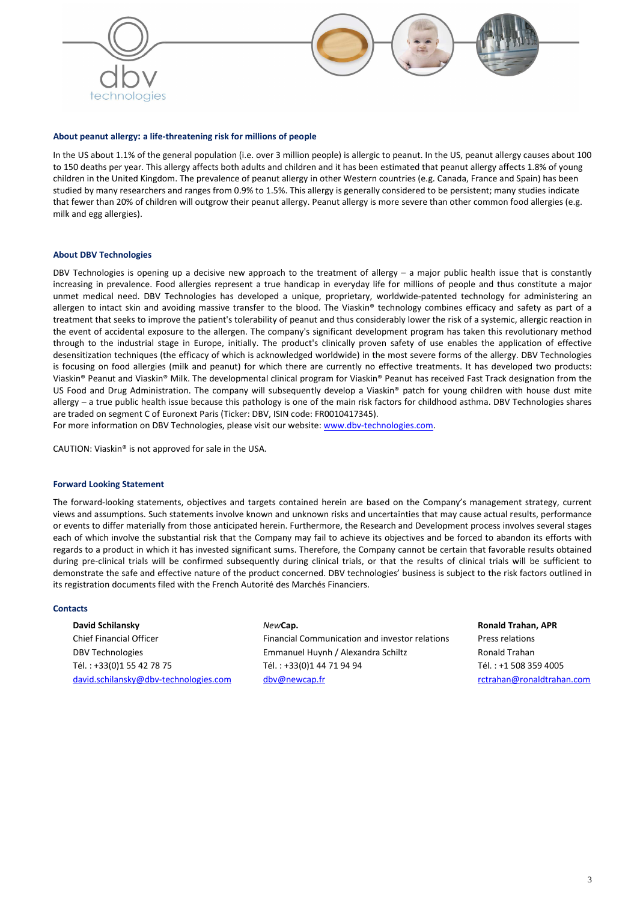### About peanut allergy: a life-threatening risk for millions of people

In the US about 1.1% of the general population (i.e. over 3 million people) is allergic to peanut. In the US, peanut allergy causes about 100 to 150 deaths per year. This allergy affects both adults and children and it has been estimated that peanut allergy affects 1.8% of young children in the United Kingdom. The prevalence of peanut allergy in other Western countries (e.g. Canada, France and Spain) has been studied by many researchers and ranges from 0.9% to 1.5%. This allergy is generally considered to be persistent; many studies indicate that fewer than 20% of children will outgrow their peanut allergy. Peanut allergy is more severe than other common food allergies (e.g. milk and egg allergies).

### About DBV Technologies

DBV Technologies is opening up a decisive new approach to the treatment of allergy – a major public health issue that is constantly increasing in prevalence. Food allergies represent a true handicap in everyday life for millions of people and thus constitute a major unmet medical need. DBV Technologies has developed a unique, proprietary, worldwide-patented technology for administering an allergen to intact skin and avoiding massive transfer to the blood. The Viaskin® technology combines efficacy and safety as part of a treatment that seeks to improve the patient's tolerability of peanut and thus considerably lower the risk of a systemic, allergic reaction in the event of accidental exposure to the allergen. The company's significant development program has taken this revolutionary method through to the industrial stage in Europe, initially. The product's clinically proven safety of use enables the application of effective desensitization techniques (the efficacy of which is acknowledged worldwide) in the most severe forms of the allergy. DBV Technologies is focusing on food allergies (milk and peanut) for which there are currently no effective treatments. It has developed two products: Viaskin® Peanut and Viaskin® Milk. The developmental clinical program for Viaskin® Peanut has received Fast Track designation from the US Food and Drug Administration. The company will subsequently develop a Viaskin® patch for young children with house dust mite allergy – a true public health issue because this pathology is one of the main risk factors for childhood asthma. DBV Technologies shares are traded on segment C of Euronext Paris (Ticker: DBV, ISIN code: FR0010417345).
For more information on DBV Technologies, please visit our website: www.dbv-technologies.com.

CAUTION: Viaskin® is not approved for sale in the USA.

### Forward Looking Statement

The forward-looking statements, objectives and targets contained herein are based on the Company's management strategy, current views and assumptions. Such statements involve known and unknown risks and uncertainties that may cause actual results, performance or events to differ materially from those anticipated herein. Furthermore, the Research and Development process involves several stages each of which involve the substantial risk that the Company may fail to achieve its objectives and be forced to abandon its efforts with regards to a product in which it has invested significant sums. Therefore, the Company cannot be certain that favorable results obtained during pre-clinical trials will be confirmed subsequently during clinical trials, or that the results of clinical trials will be sufficient to demonstrate the safe and effective nature of the product concerned. DBV technologies' business is subject to the risk factors outlined in its registration documents filed with the French Autorité des Marchés Financiers.

### Contacts

**David Schilansky**
Chief Financial Officer
DBV Technologies
Tél. : +33(0)1 55 42 78 75
david.schilansky@dbv-technologies.com

*New***Cap.**
Financial Communication and investor relations
Emmanuel Huynh / Alexandra Schiltz
Tél. : +33(0)1 44 71 94 94
dbv@newcap.fr

**Ronald Trahan, APR**
Press relations
Ronald Trahan
Tél. : +1 508 359 4005
rctrahan@ronaldtrahan.com